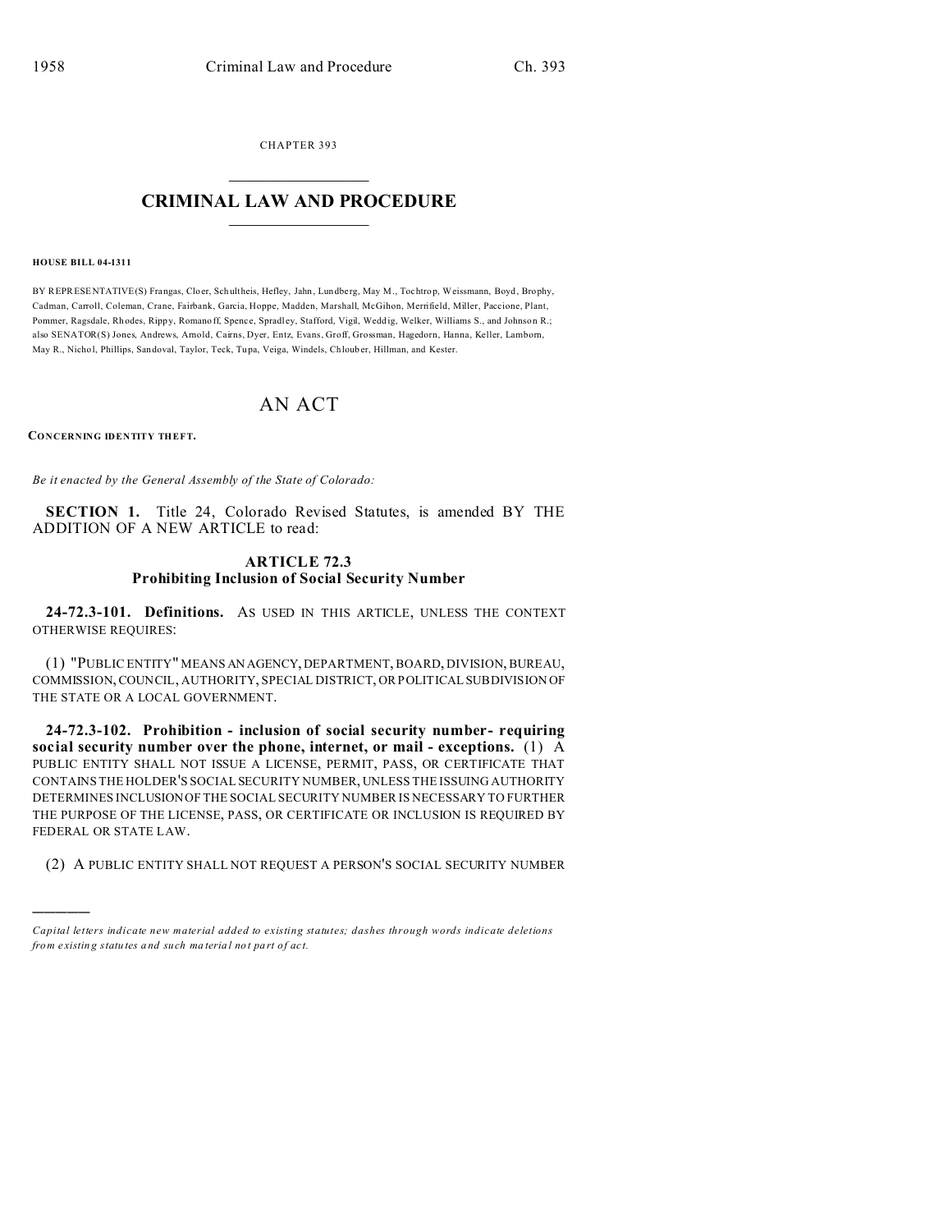CHAPTER 393

# CRIMINAL LAW AND PROCEDURE

**HOUSE BILL 04-1311**

BY REPRESENTATIVE(S) Frangas, Cloer, Schultheis, Hefley, Jahn, Lundberg, May M., Tochtrop, Weissmann, Boyd, Brophy, Cadman, Carroll, Coleman, Crane, Fairbank, Garcia, Hoppe, Madden, Marshall, McGihon, Merrifield, Miller, Paccione, Plant, Pommer, Ragsdale, Rhodes, Rippy, Romanoff, Spence, Spradley, Stafford, Vigil, Weddig, Welker, Williams S., and Johnson R.; also SENATOR(S) Jones, Andrews, Arnold, Cairns, Dyer, Entz, Evans, Groff, Grossman, Hagedorn, Hanna, Keller, Lamborn, May R., Nichol, Phillips, Sandoval, Taylor, Teck, Tupa, Veiga, Windels, Chlouber, Hillman, and Kester.

# AN ACT

**CONCERNING IDENTITY THEFT.**

*Be it enacted by the General Assembly of the State of Colorado:*

**SECTION 1.** Title 24, Colorado Revised Statutes, is amended BY THE ADDITION OF A NEW ARTICLE to read:

## ARTICLE 72.3
## Prohibiting Inclusion of Social Security Number

**24-72.3-101. Definitions.** AS USED IN THIS ARTICLE, UNLESS THE CONTEXT OTHERWISE REQUIRES:

(1) "PUBLIC ENTITY" MEANS AN AGENCY, DEPARTMENT, BOARD, DIVISION, BUREAU, COMMISSION, COUNCIL, AUTHORITY, SPECIAL DISTRICT, OR POLITICAL SUBDIVISION OF THE STATE OR A LOCAL GOVERNMENT.

**24-72.3-102. Prohibition - inclusion of social security number- requiring social security number over the phone, internet, or mail - exceptions.** (1) A PUBLIC ENTITY SHALL NOT ISSUE A LICENSE, PERMIT, PASS, OR CERTIFICATE THAT CONTAINS THE HOLDER'S SOCIAL SECURITY NUMBER, UNLESS THE ISSUING AUTHORITY DETERMINES INCLUSION OF THE SOCIAL SECURITY NUMBER IS NECESSARY TO FURTHER THE PURPOSE OF THE LICENSE, PASS, OR CERTIFICATE OR INCLUSION IS REQUIRED BY FEDERAL OR STATE LAW.

(2) A PUBLIC ENTITY SHALL NOT REQUEST A PERSON'S SOCIAL SECURITY NUMBER

---

*Capital letters indicate new material added to existing statutes; dashes through words indicate deletions from existing statutes and such material not part of act.*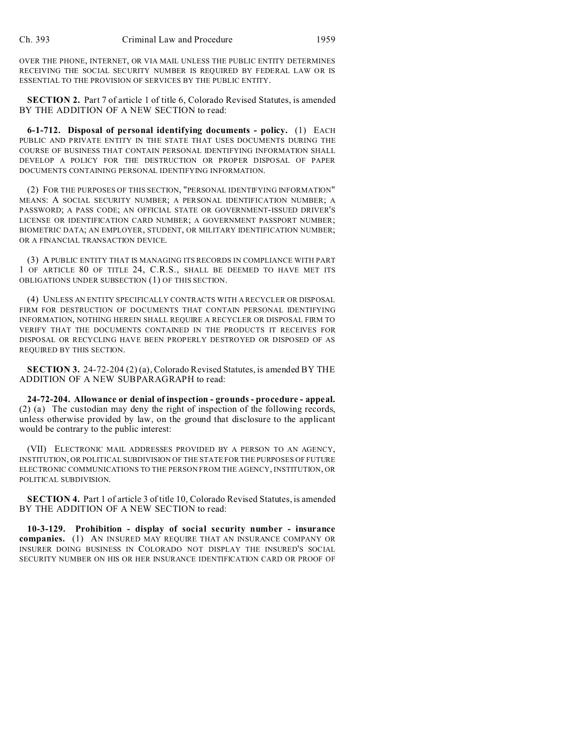OVER THE PHONE, INTERNET, OR VIA MAIL UNLESS THE PUBLIC ENTITY DETERMINES RECEIVING THE SOCIAL SECURITY NUMBER IS REQUIRED BY FEDERAL LAW OR IS ESSENTIAL TO THE PROVISION OF SERVICES BY THE PUBLIC ENTITY.

**SECTION 2.** Part 7 of article 1 of title 6, Colorado Revised Statutes, is amended BY THE ADDITION OF A NEW SECTION to read:

**6-1-712. Disposal of personal identifying documents - policy.** (1) EACH PUBLIC AND PRIVATE ENTITY IN THE STATE THAT USES DOCUMENTS DURING THE COURSE OF BUSINESS THAT CONTAIN PERSONAL IDENTIFYING INFORMATION SHALL DEVELOP A POLICY FOR THE DESTRUCTION OR PROPER DISPOSAL OF PAPER DOCUMENTS CONTAINING PERSONAL IDENTIFYING INFORMATION.

(2) FOR THE PURPOSES OF THIS SECTION, "PERSONAL IDENTIFYING INFORMATION" MEANS: A SOCIAL SECURITY NUMBER; A PERSONAL IDENTIFICATION NUMBER; A PASSWORD; A PASS CODE; AN OFFICIAL STATE OR GOVERNMENT-ISSUED DRIVER'S LICENSE OR IDENTIFICATION CARD NUMBER; A GOVERNMENT PASSPORT NUMBER; BIOMETRIC DATA; AN EMPLOYER, STUDENT, OR MILITARY IDENTIFICATION NUMBER; OR A FINANCIAL TRANSACTION DEVICE.

(3) A PUBLIC ENTITY THAT IS MANAGING ITS RECORDS IN COMPLIANCE WITH PART 1 OF ARTICLE 80 OF TITLE 24, C.R.S., SHALL BE DEEMED TO HAVE MET ITS OBLIGATIONS UNDER SUBSECTION (1) OF THIS SECTION.

(4) UNLESS AN ENTITY SPECIFICALLY CONTRACTS WITH A RECYCLER OR DISPOSAL FIRM FOR DESTRUCTION OF DOCUMENTS THAT CONTAIN PERSONAL IDENTIFYING INFORMATION, NOTHING HEREIN SHALL REQUIRE A RECYCLER OR DISPOSAL FIRM TO VERIFY THAT THE DOCUMENTS CONTAINED IN THE PRODUCTS IT RECEIVES FOR DISPOSAL OR RECYCLING HAVE BEEN PROPERLY DESTROYED OR DISPOSED OF AS REQUIRED BY THIS SECTION.

**SECTION 3.** 24-72-204 (2) (a), Colorado Revised Statutes, is amended BY THE ADDITION OF A NEW SUBPARAGRAPH to read:

**24-72-204. Allowance or denial of inspection - grounds - procedure - appeal.** (2) (a) The custodian may deny the right of inspection of the following records, unless otherwise provided by law, on the ground that disclosure to the applicant would be contrary to the public interest:

(VII) ELECTRONIC MAIL ADDRESSES PROVIDED BY A PERSON TO AN AGENCY, INSTITUTION, OR POLITICAL SUBDIVISION OF THE STATE FOR THE PURPOSES OF FUTURE ELECTRONIC COMMUNICATIONS TO THE PERSON FROM THE AGENCY, INSTITUTION, OR POLITICAL SUBDIVISION.

**SECTION 4.** Part 1 of article 3 of title 10, Colorado Revised Statutes, is amended BY THE ADDITION OF A NEW SECTION to read:

**10-3-129. Prohibition - display of social security number - insurance companies.** (1) AN INSURED MAY REQUIRE THAT AN INSURANCE COMPANY OR INSURER DOING BUSINESS IN COLORADO NOT DISPLAY THE INSURED'S SOCIAL SECURITY NUMBER ON HIS OR HER INSURANCE IDENTIFICATION CARD OR PROOF OF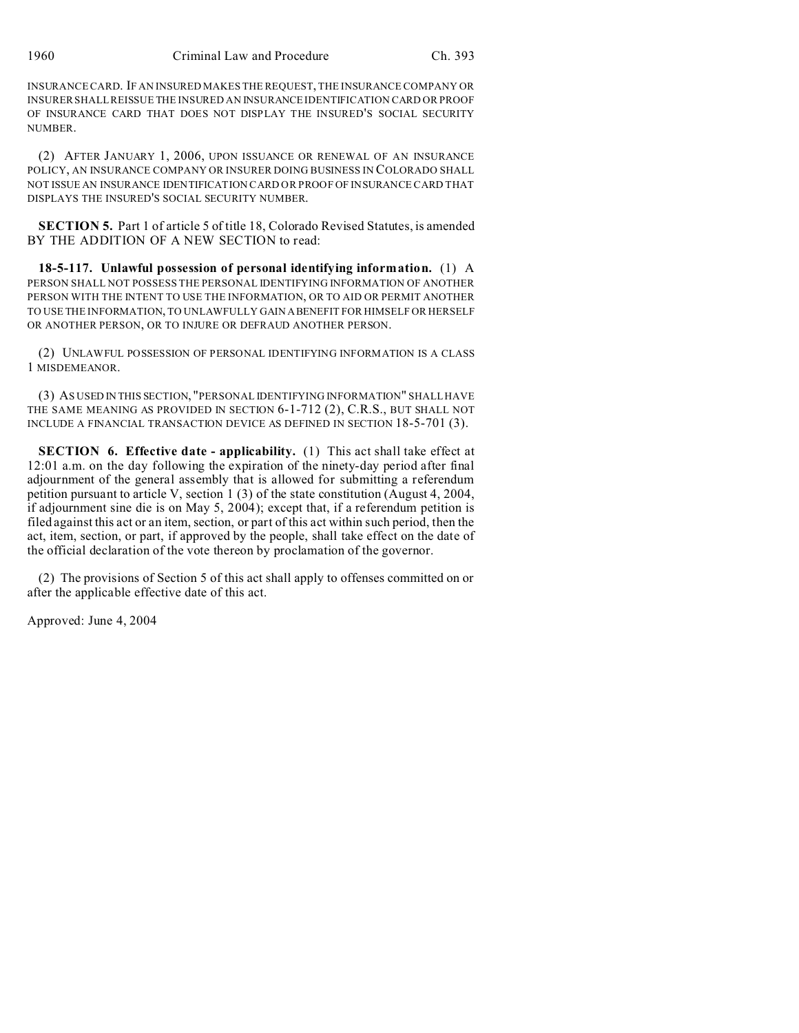INSURANCE CARD. IF AN INSURED MAKES THE REQUEST, THE INSURANCE COMPANY OR INSURER SHALL REISSUE THE INSURED AN INSURANCE IDENTIFICATION CARD OR PROOF OF INSURANCE CARD THAT DOES NOT DISPLAY THE INSURED'S SOCIAL SECURITY NUMBER.

(2) AFTER JANUARY 1, 2006, UPON ISSUANCE OR RENEWAL OF AN INSURANCE POLICY, AN INSURANCE COMPANY OR INSURER DOING BUSINESS IN COLORADO SHALL NOT ISSUE AN INSURANCE IDENTIFICATION CARD OR PROOF OF INSURANCE CARD THAT DISPLAYS THE INSURED'S SOCIAL SECURITY NUMBER.

**SECTION 5.** Part 1 of article 5 of title 18, Colorado Revised Statutes, is amended BY THE ADDITION OF A NEW SECTION to read:

**18-5-117. Unlawful possession of personal identifying information.** (1) A PERSON SHALL NOT POSSESS THE PERSONAL IDENTIFYING INFORMATION OF ANOTHER PERSON WITH THE INTENT TO USE THE INFORMATION, OR TO AID OR PERMIT ANOTHER TO USE THE INFORMATION, TO UNLAWFULLY GAIN A BENEFIT FOR HIMSELF OR HERSELF OR ANOTHER PERSON, OR TO INJURE OR DEFRAUD ANOTHER PERSON.

(2) UNLAWFUL POSSESSION OF PERSONAL IDENTIFYING INFORMATION IS A CLASS 1 MISDEMEANOR.

(3) AS USED IN THIS SECTION, "PERSONAL IDENTIFYING INFORMATION" SHALL HAVE THE SAME MEANING AS PROVIDED IN SECTION 6-1-712 (2), C.R.S., BUT SHALL NOT INCLUDE A FINANCIAL TRANSACTION DEVICE AS DEFINED IN SECTION 18-5-701 (3).

**SECTION 6. Effective date - applicability.** (1) This act shall take effect at 12:01 a.m. on the day following the expiration of the ninety-day period after final adjournment of the general assembly that is allowed for submitting a referendum petition pursuant to article V, section 1 (3) of the state constitution (August 4, 2004, if adjournment sine die is on May 5, 2004); except that, if a referendum petition is filed against this act or an item, section, or part of this act within such period, then the act, item, section, or part, if approved by the people, shall take effect on the date of the official declaration of the vote thereon by proclamation of the governor.

(2) The provisions of Section 5 of this act shall apply to offenses committed on or after the applicable effective date of this act.

Approved: June 4, 2004